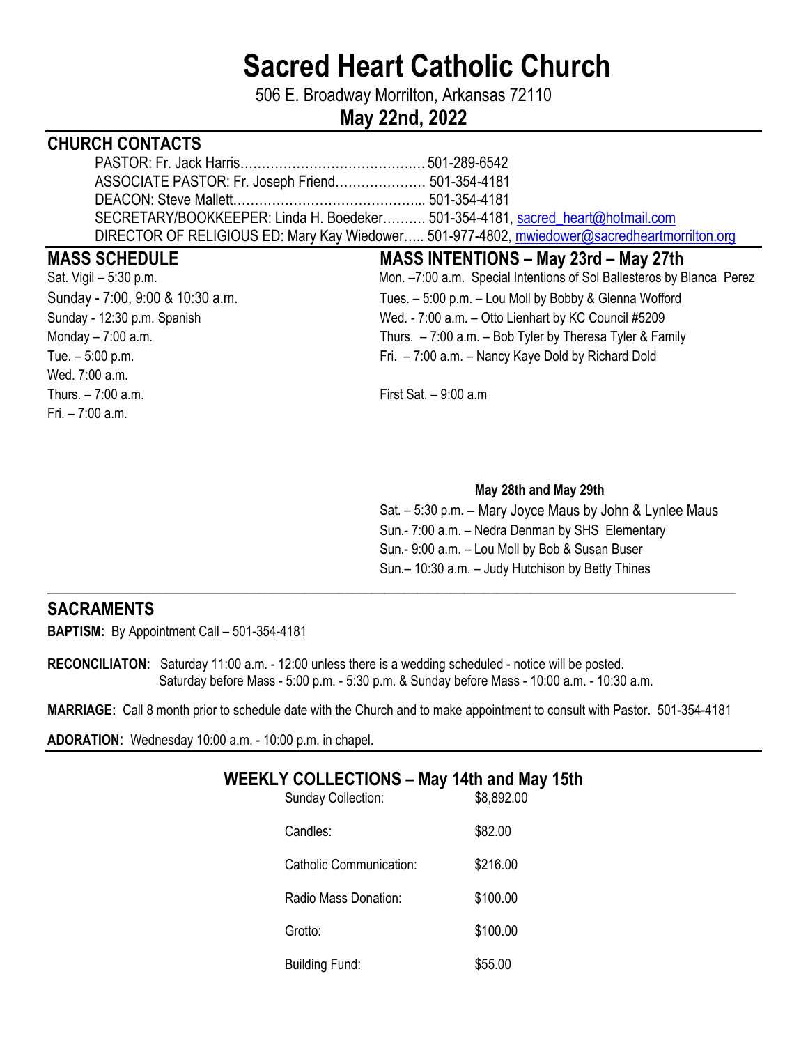# Sacred Heart Catholic Church

506 E. Broadway Morrilton, Arkansas 72110

**May 22nd, 2022**

## CHURCH CONTACTS

PASTOR: Fr. Jack Harris……………………………………. 501-289-6542
ASSOCIATE PASTOR: Fr. Joseph Friend………………… 501-354-4181
DEACON: Steve Mallett…………………………………….. 501-354-4181
SECRETARY/BOOKKEEPER: Linda H. Boedeker………. 501-354-4181, sacred_heart@hotmail.com
DIRECTOR OF RELIGIOUS ED: Mary Kay Wiedower….. 501-977-4802, mwiedower@sacredheartmorrilton.org

## MASS SCHEDULE

Sat. Vigil – 5:30 p.m.
Sunday - 7:00, 9:00 & 10:30 a.m.
Sunday - 12:30 p.m. Spanish
Monday – 7:00 a.m.
Tue. – 5:00 p.m.
Wed. 7:00 a.m.
Thurs. – 7:00 a.m.
Fri. – 7:00 a.m.

## MASS INTENTIONS – May 23rd – May 27th

Mon. –7:00 a.m. Special Intentions of Sol Ballesteros by Blanca Perez
Tues. – 5:00 p.m. – Lou Moll by Bobby & Glenna Wofford
Wed. - 7:00 a.m. – Otto Lienhart by KC Council #5209
Thurs. – 7:00 a.m. – Bob Tyler by Theresa Tyler & Family
Fri. – 7:00 a.m. – Nancy Kaye Dold by Richard Dold

First Sat. – 9:00 a.m

**May 28th and May 29th**

Sat. – 5:30 p.m. – Mary Joyce Maus by John & Lynlee Maus
Sun.- 7:00 a.m. – Nedra Denman by SHS Elementary
Sun.- 9:00 a.m. – Lou Moll by Bob & Susan Buser
Sun.– 10:30 a.m. – Judy Hutchison by Betty Thines

## SACRAMENTS

**BAPTISM:** By Appointment Call – 501-354-4181

**RECONCILIATON:** Saturday 11:00 a.m. - 12:00 unless there is a wedding scheduled - notice will be posted.
Saturday before Mass - 5:00 p.m. - 5:30 p.m. & Sunday before Mass - 10:00 a.m. - 10:30 a.m.

**MARRIAGE:** Call 8 month prior to schedule date with the Church and to make appointment to consult with Pastor. 501-354-4181

**ADORATION:** Wednesday 10:00 a.m. - 10:00 p.m. in chapel.

## WEEKLY COLLECTIONS – May 14th and May 15th

| | |
|---|---|
| Sunday Collection: | $8,892.00 |
| Candles: | $82.00 |
| Catholic Communication: | $216.00 |
| Radio Mass Donation: | $100.00 |
| Grotto: | $100.00 |
| Building Fund: | $55.00 |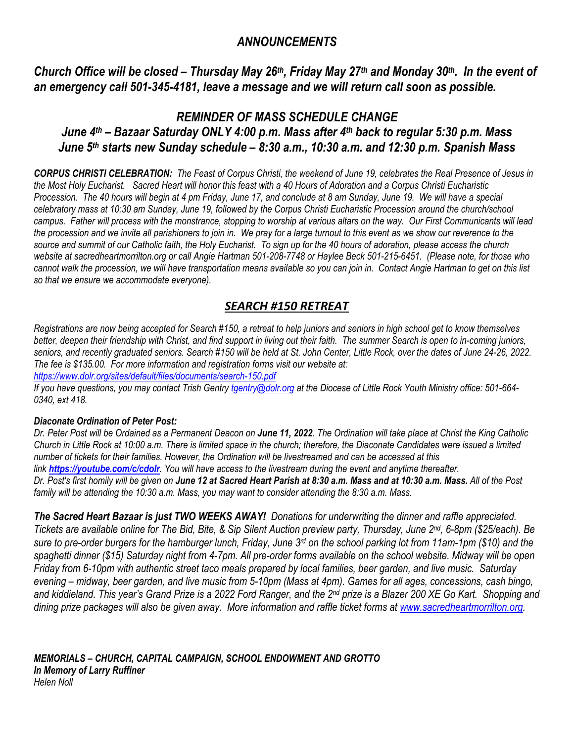## *ANNOUNCEMENTS*

### *Church Office will be closed – Thursday May 26th, Friday May 27th and Monday 30th. In the event of an emergency call 501-345-4181, leave a message and we will return call soon as possible.*

### *REMINDER OF MASS SCHEDULE CHANGE*

### *June 4th – Bazaar Saturday ONLY 4:00 p.m. Mass after 4th back to regular 5:30 p.m. Mass*
### *June 5th starts new Sunday schedule – 8:30 a.m., 10:30 a.m. and 12:30 p.m. Spanish Mass*

***CORPUS CHRISTI CELEBRATION:*** *The Feast of Corpus Christi, the weekend of June 19, celebrates the Real Presence of Jesus in the Most Holy Eucharist. Sacred Heart will honor this feast with a 40 Hours of Adoration and a Corpus Christi Eucharistic Procession. The 40 hours will begin at 4 pm Friday, June 17, and conclude at 8 am Sunday, June 19. We will have a special celebratory mass at 10:30 am Sunday, June 19, followed by the Corpus Christi Eucharistic Procession around the church/school campus. Father will process with the monstrance, stopping to worship at various altars on the way. Our First Communicants will lead the procession and we invite all parishioners to join in. We pray for a large turnout to this event as we show our reverence to the source and summit of our Catholic faith, the Holy Eucharist. To sign up for the 40 hours of adoration, please access the church website at sacredheartmorrilton.org or call Angie Hartman 501-208-7748 or Haylee Beck 501-215-6451. (Please note, for those who cannot walk the procession, we will have transportation means available so you can join in. Contact Angie Hartman to get on this list so that we ensure we accommodate everyone).*

## ***SEARCH #150 RETREAT***

*Registrations are now being accepted for Search #150, a retreat to help juniors and seniors in high school get to know themselves better, deepen their friendship with Christ, and find support in living out their faith. The summer Search is open to in-coming juniors, seniors, and recently graduated seniors. Search #150 will be held at St. John Center, Little Rock, over the dates of June 24-26, 2022. The fee is $135.00. For more information and registration forms visit our website at:*
*https://www.dolr.org/sites/default/files/documents/search-150.pdf*
*If you have questions, you may contact Trish Gentry tgentry@dolr.org at the Diocese of Little Rock Youth Ministry office: 501-664-0340, ext 418.*

***Diaconate Ordination of Peter Post:***
*Dr. Peter Post will be Ordained as a Permanent Deacon on* ***June 11, 2022****. The Ordination will take place at Christ the King Catholic Church in Little Rock at 10:00 a.m. There is limited space in the church; therefore, the Diaconate Candidates were issued a limited number of tickets for their families. However, the Ordination will be livestreamed and can be accessed at this link* ***https://youtube.com/c/cdolr****. You will have access to the livestream during the event and anytime thereafter.*
*Dr. Post's first homily will be given on* ***June 12 at Sacred Heart Parish at 8:30 a.m. Mass and at 10:30 a.m. Mass.*** *All of the Post family will be attending the 10:30 a.m. Mass, you may want to consider attending the 8:30 a.m. Mass.*

***The Sacred Heart Bazaar is just TWO WEEKS AWAY!*** *Donations for underwriting the dinner and raffle appreciated. Tickets are available online for The Bid, Bite, & Sip Silent Auction preview party, Thursday, June 2nd, 6-8pm ($25/each). Be sure to pre-order burgers for the hamburger lunch, Friday, June 3rd on the school parking lot from 11am-1pm ($10) and the spaghetti dinner ($15) Saturday night from 4-7pm. All pre-order forms available on the school website. Midway will be open Friday from 6-10pm with authentic street taco meals prepared by local families, beer garden, and live music. Saturday evening – midway, beer garden, and live music from 5-10pm (Mass at 4pm). Games for all ages, concessions, cash bingo, and kiddieland. This year's Grand Prize is a 2022 Ford Ranger, and the 2nd prize is a Blazer 200 XE Go Kart. Shopping and dining prize packages will also be given away. More information and raffle ticket forms at www.sacredheartmorrilton.org.*

***MEMORIALS – CHURCH, CAPITAL CAMPAIGN, SCHOOL ENDOWMENT AND GROTTO***
***In Memory of Larry Ruffiner***
*Helen Noll*